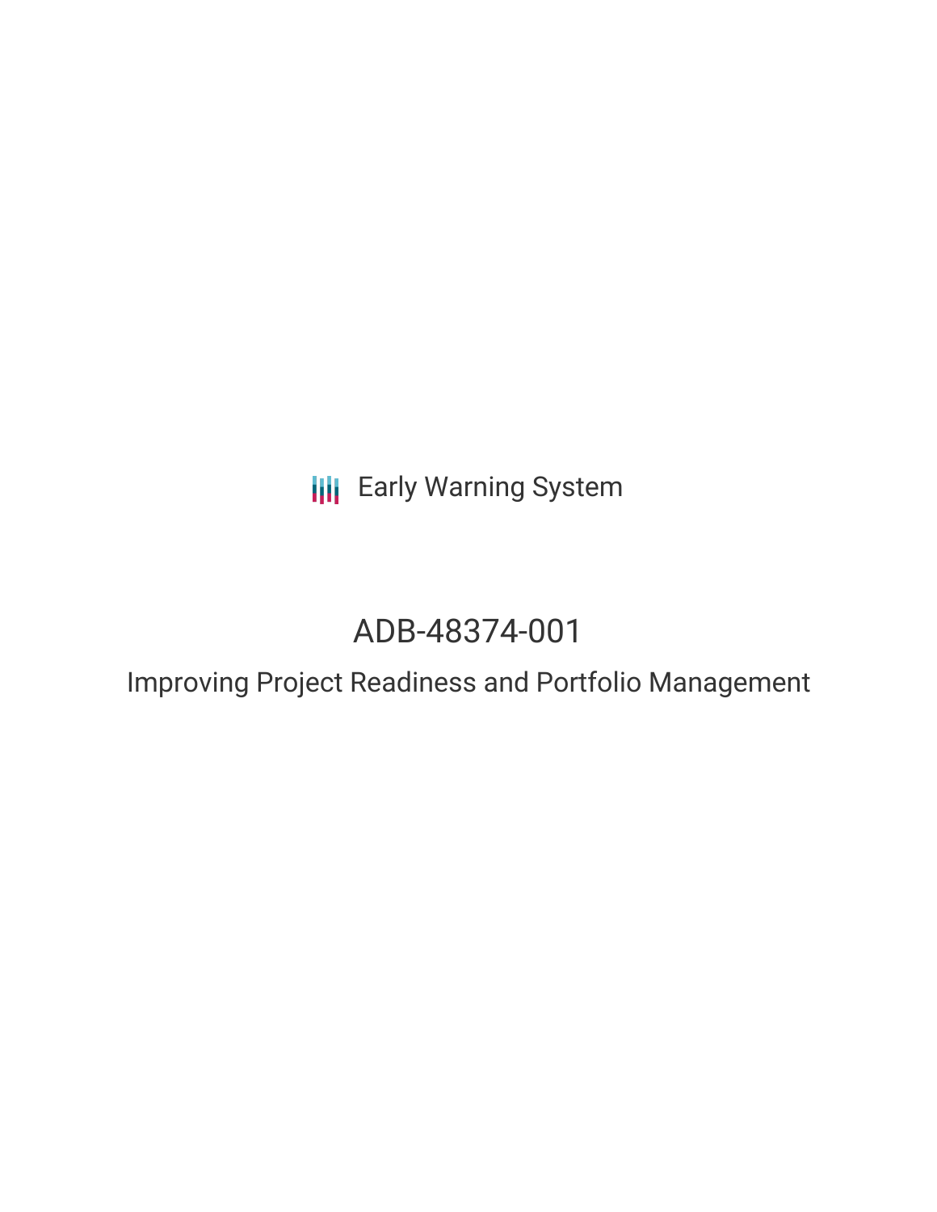Early Warning System

# ADB-48374-001

## Improving Project Readiness and Portfolio Management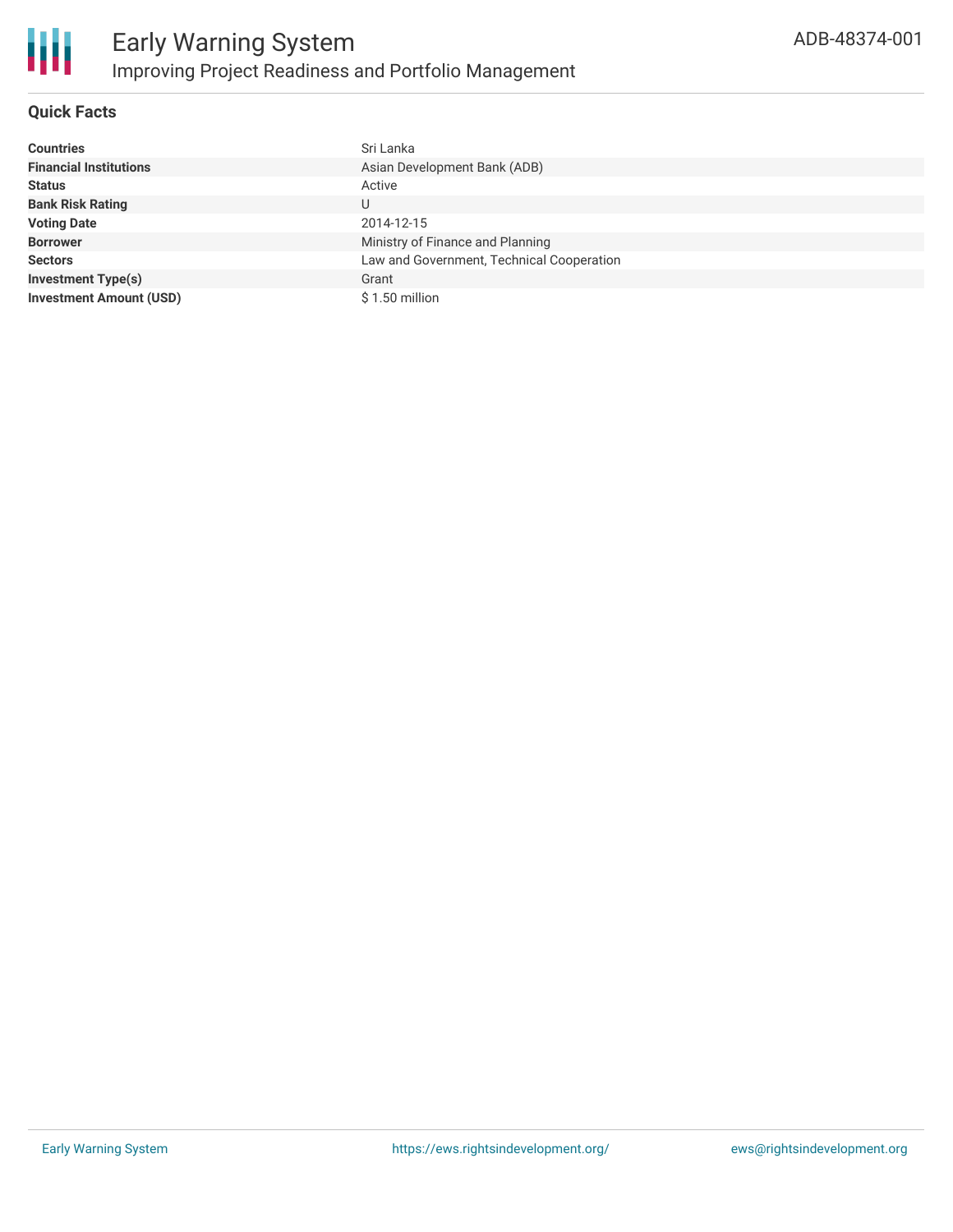# Early Warning System

## Improving Project Readiness and Portfolio Management

ADB-48374-001

### Quick Facts

| | |
|---|---|
| **Countries** | Sri Lanka |
| **Financial Institutions** | Asian Development Bank (ADB) |
| **Status** | Active |
| **Bank Risk Rating** | U |
| **Voting Date** | 2014-12-15 |
| **Borrower** | Ministry of Finance and Planning |
| **Sectors** | Law and Government, Technical Cooperation |
| **Investment Type(s)** | Grant |
| **Investment Amount (USD)** | $ 1.50 million |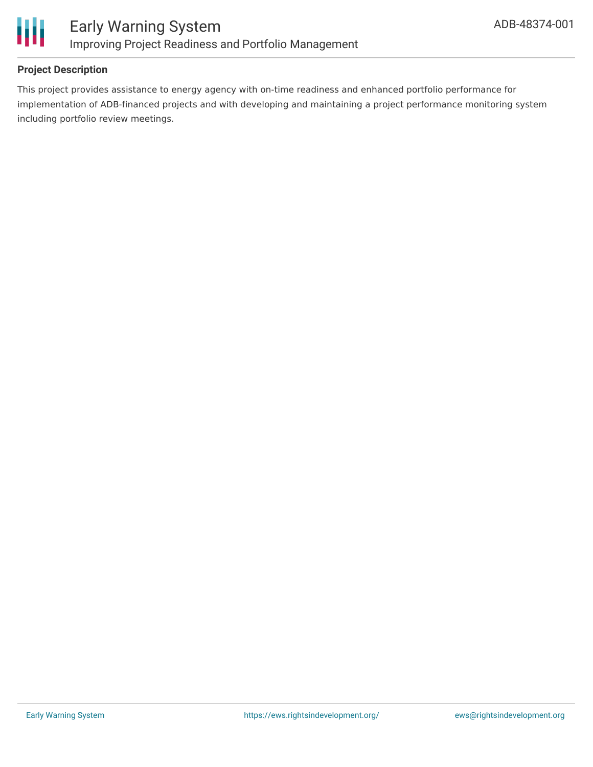## Project Description

This project provides assistance to energy agency with on-time readiness and enhanced portfolio performance for implementation of ADB-financed projects and with developing and maintaining a project performance monitoring system including portfolio review meetings.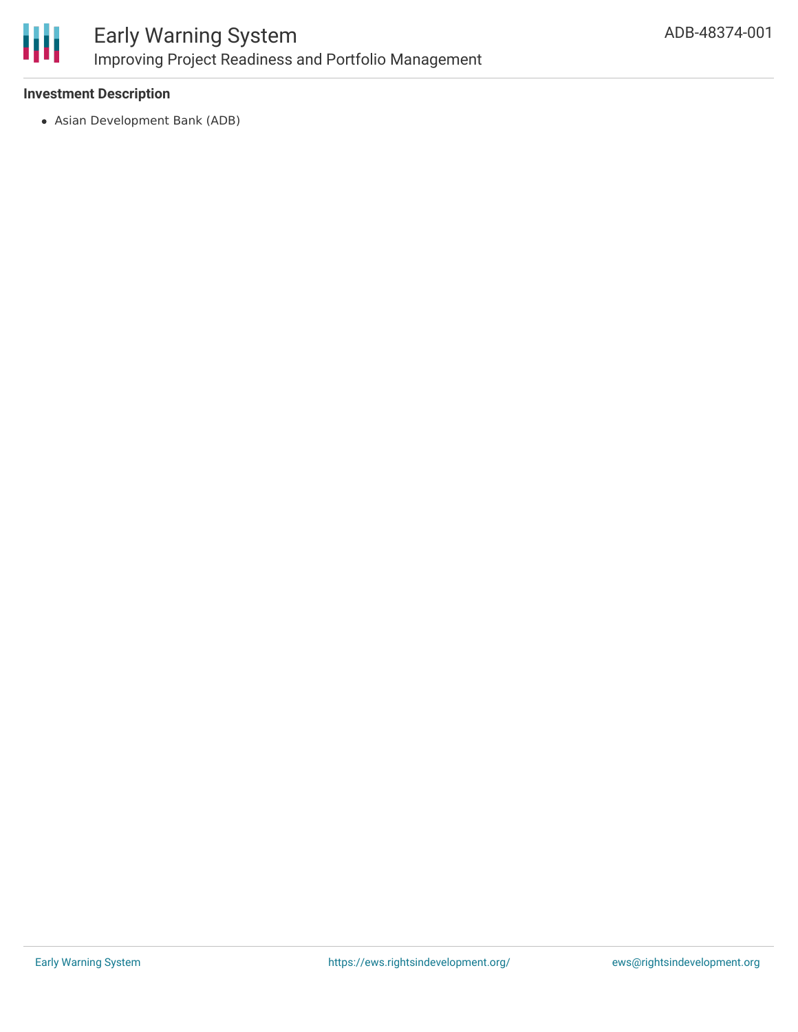### Investment Description

- Asian Development Bank (ADB)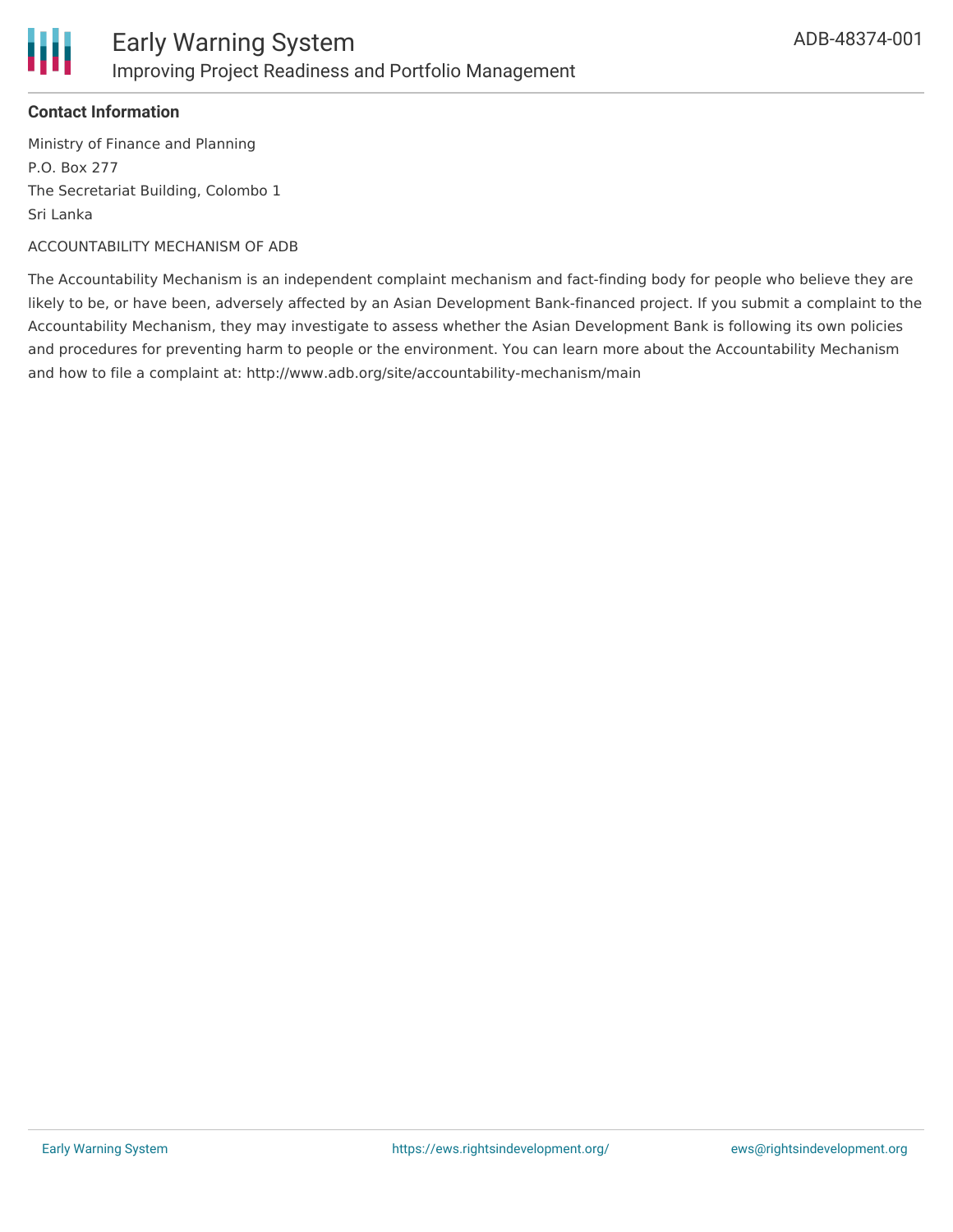**Contact Information**

Ministry of Finance and Planning
P.O. Box 277
The Secretariat Building, Colombo 1
Sri Lanka

ACCOUNTABILITY MECHANISM OF ADB

The Accountability Mechanism is an independent complaint mechanism and fact-finding body for people who believe they are likely to be, or have been, adversely affected by an Asian Development Bank-financed project. If you submit a complaint to the Accountability Mechanism, they may investigate to assess whether the Asian Development Bank is following its own policies and procedures for preventing harm to people or the environment. You can learn more about the Accountability Mechanism and how to file a complaint at: http://www.adb.org/site/accountability-mechanism/main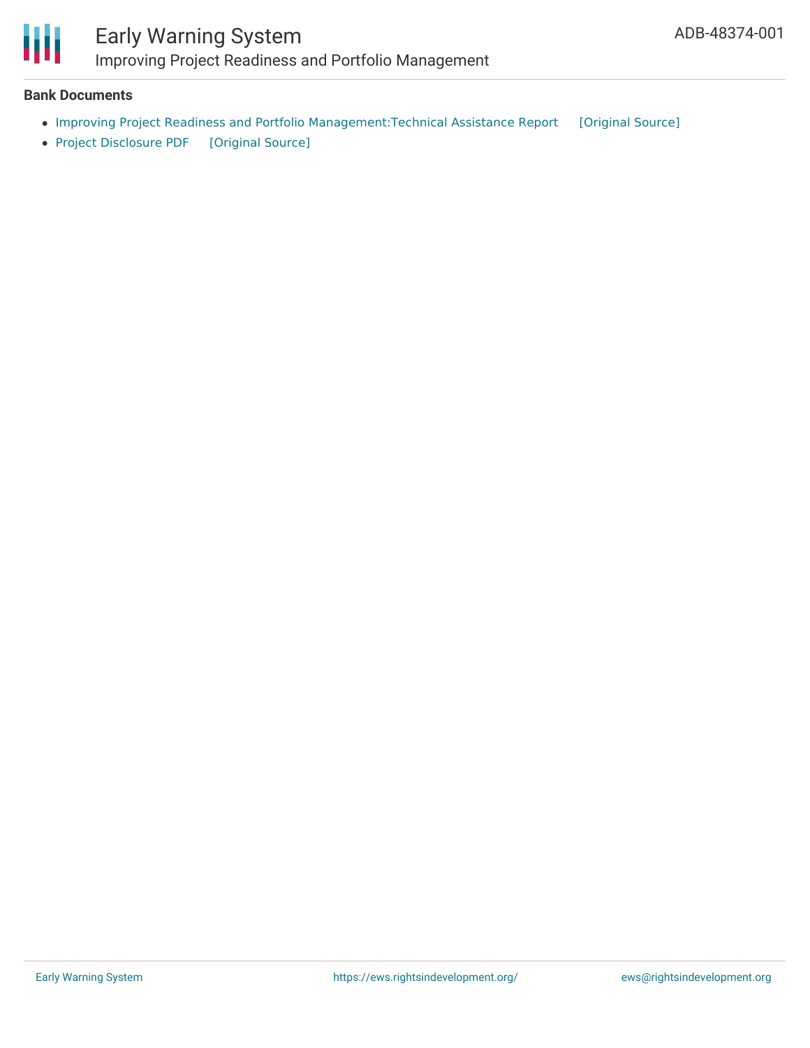## Bank Documents

- Improving Project Readiness and Portfolio Management:Technical Assistance Report [Original Source]
- Project Disclosure PDF [Original Source]